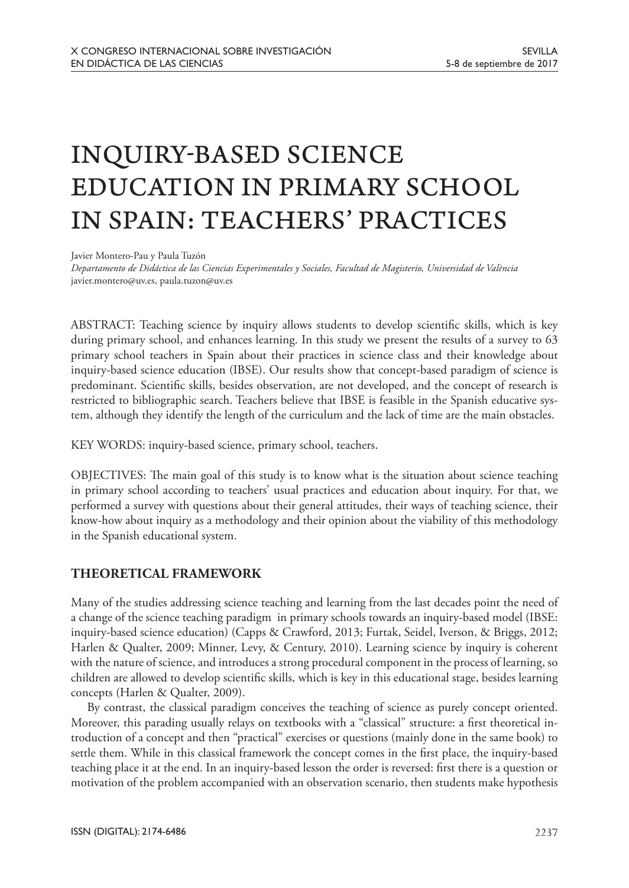// Note: the header is omitted as running header; conference header repeats.

# INQUIRY-BASED SCIENCE EDUCATION IN PRIMARY SCHOOL IN SPAIN: TEACHERS' PRACTICES

Javier Montero-Pau y Paula Tuzón

*Departamento de Didáctica de las Ciencias Experimentales y Sociales, Facultad de Magisterio, Universidad de València*

javier.montero@uv.es, paula.tuzon@uv.es

ABSTRACT: Teaching science by inquiry allows students to develop scientific skills, which is key during primary school, and enhances learning. In this study we present the results of a survey to 63 primary school teachers in Spain about their practices in science class and their knowledge about inquiry-based science education (IBSE). Our results show that concept-based paradigm of science is predominant. Scientific skills, besides observation, are not developed, and the concept of research is restricted to bibliographic search. Teachers believe that IBSE is feasible in the Spanish educative system, although they identify the length of the curriculum and the lack of time are the main obstacles.

KEY WORDS: inquiry-based science, primary school, teachers.

OBJECTIVES: The main goal of this study is to know what is the situation about science teaching in primary school according to teachers' usual practices and education about inquiry. For that, we performed a survey with questions about their general attitudes, their ways of teaching science, their know-how about inquiry as a methodology and their opinion about the viability of this methodology in the Spanish educational system.

## THEORETICAL FRAMEWORK

Many of the studies addressing science teaching and learning from the last decades point the need of a change of the science teaching paradigm in primary schools towards an inquiry-based model (IBSE: inquiry-based science education) (Capps & Crawford, 2013; Furtak, Seidel, Iverson, & Briggs, 2012; Harlen & Qualter, 2009; Minner, Levy, & Century, 2010). Learning science by inquiry is coherent with the nature of science, and introduces a strong procedural component in the process of learning, so children are allowed to develop scientific skills, which is key in this educational stage, besides learning concepts (Harlen & Qualter, 2009).

By contrast, the classical paradigm conceives the teaching of science as purely concept oriented. Moreover, this parading usually relays on textbooks with a "classical" structure: a first theoretical introduction of a concept and then "practical" exercises or questions (mainly done in the same book) to settle them. While in this classical framework the concept comes in the first place, the inquiry-based teaching place it at the end. In an inquiry-based lesson the order is reversed: first there is a question or motivation of the problem accompanied with an observation scenario, then students make hypothesis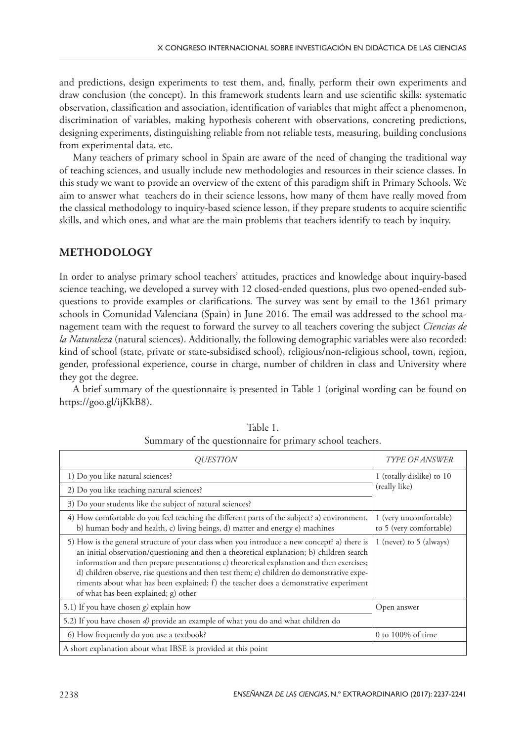and predictions, design experiments to test them, and, finally, perform their own experiments and draw conclusion (the concept). In this framework students learn and use scientific skills: systematic observation, classification and association, identification of variables that might affect a phenomenon, discrimination of variables, making hypothesis coherent with observations, concreting predictions, designing experiments, distinguishing reliable from not reliable tests, measuring, building conclusions from experimental data, etc.

Many teachers of primary school in Spain are aware of the need of changing the traditional way of teaching sciences, and usually include new methodologies and resources in their science classes. In this study we want to provide an overview of the extent of this paradigm shift in Primary Schools. We aim to answer what teachers do in their science lessons, how many of them have really moved from the classical methodology to inquiry-based science lesson, if they prepare students to acquire scientific skills, and which ones, and what are the main problems that teachers identify to teach by inquiry.

## METHODOLOGY

In order to analyse primary school teachers' attitudes, practices and knowledge about inquiry-based science teaching, we developed a survey with 12 closed-ended questions, plus two opened-ended subquestions to provide examples or clarifications. The survey was sent by email to the 1361 primary schools in Comunidad Valenciana (Spain) in June 2016. The email was addressed to the school management team with the request to forward the survey to all teachers covering the subject *Ciencias de la Naturaleza* (natural sciences). Additionally, the following demographic variables were also recorded: kind of school (state, private or state-subsidised school), religious/non-religious school, town, region, gender, professional experience, course in charge, number of children in class and University where they got the degree.

A brief summary of the questionnaire is presented in Table 1 (original wording can be found on https://goo.gl/ijKkB8).

Table 1.
Summary of the questionnaire for primary school teachers.

| *QUESTION* | *TYPE OF ANSWER* |
|---|---|
| 1) Do you like natural sciences? | 1 (totally dislike) to 10 (really like) |
| 2) Do you like teaching natural sciences? | |
| 3) Do your students like the subject of natural sciences? | |
| 4) How comfortable do you feel teaching the different parts of the subject? a) environment, b) human body and health, c) living beings, d) matter and energy e) machines | 1 (very uncomfortable) to 5 (very comfortable) |
| 5) How is the general structure of your class when you introduce a new concept? a) there is an initial observation/questioning and then a theoretical explanation; b) children search information and then prepare presentations; c) theoretical explanation and then exercises; d) children observe, rise questions and then test them; e) children do demonstrative experiments about what has been explained; f) the teacher does a demonstrative experiment of what has been explained; g) other | 1 (never) to 5 (always) |
| 5.1) If you have chosen *g)* explain how | Open answer |
| 5.2) If you have chosen *d)* provide an example of what you do and what children do | |
| 6) How frequently do you use a textbook? | 0 to 100% of time |
| A short explanation about what IBSE is provided at this point | |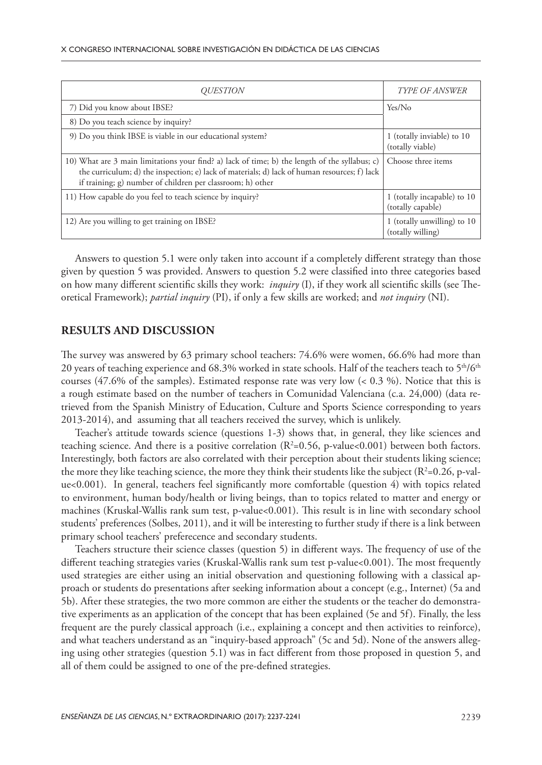| *QUESTION* | *TYPE OF ANSWER* |
|---|---|
| 7) Did you know about IBSE? | Yes/No |
| 8) Do you teach science by inquiry? | |
| 9) Do you think IBSE is viable in our educational system? | 1 (totally inviable) to 10 (totally viable) |
| 10) What are 3 main limitations your find? a) lack of time; b) the length of the syllabus; c) the curriculum; d) the inspection; e) lack of materials; d) lack of human resources; f) lack if training; g) number of children per classroom; h) other | Choose three items |
| 11) How capable do you feel to teach science by inquiry? | 1 (totally incapable) to 10 (totally capable) |
| 12) Are you willing to get training on IBSE? | 1 (totally unwilling) to 10 (totally willing) |

Answers to question 5.1 were only taken into account if a completely different strategy than those given by question 5 was provided. Answers to question 5.2 were classified into three categories based on how many different scientific skills they work: *inquiry* (I), if they work all scientific skills (see Theoretical Framework); *partial inquiry* (PI), if only a few skills are worked; and *not inquiry* (NI).

## RESULTS AND DISCUSSION

The survey was answered by 63 primary school teachers: 74.6% were women, 66.6% had more than 20 years of teaching experience and 68.3% worked in state schools. Half of the teachers teach to 5th/6th courses (47.6% of the samples). Estimated response rate was very low (< 0.3 %). Notice that this is a rough estimate based on the number of teachers in Comunidad Valenciana (c.a. 24,000) (data retrieved from the Spanish Ministry of Education, Culture and Sports Science corresponding to years 2013-2014), and assuming that all teachers received the survey, which is unlikely.

Teacher's attitude towards science (questions 1-3) shows that, in general, they like sciences and teaching science. And there is a positive correlation ($R^2$=0.56, p-value<0.001) between both factors. Interestingly, both factors are also correlated with their perception about their students liking science; the more they like teaching science, the more they think their students like the subject ($R^2$=0.26, p-value<0.001). In general, teachers feel significantly more comfortable (question 4) with topics related to environment, human body/health or living beings, than to topics related to matter and energy or machines (Kruskal-Wallis rank sum test, p-value<0.001). This result is in line with secondary school students' preferences (Solbes, 2011), and it will be interesting to further study if there is a link between primary school teachers' preferecence and secondary students.

Teachers structure their science classes (question 5) in different ways. The frequency of use of the different teaching strategies varies (Kruskal-Wallis rank sum test p-value<0.001). The most frequently used strategies are either using an initial observation and questioning following with a classical approach or students do presentations after seeking information about a concept (e.g., Internet) (5a and 5b). After these strategies, the two more common are either the students or the teacher do demonstrative experiments as an application of the concept that has been explained (5e and 5f). Finally, the less frequent are the purely classical approach (i.e., explaining a concept and then activities to reinforce), and what teachers understand as an "inquiry-based approach" (5c and 5d). None of the answers alleging using other strategies (question 5.1) was in fact different from those proposed in question 5, and all of them could be assigned to one of the pre-defined strategies.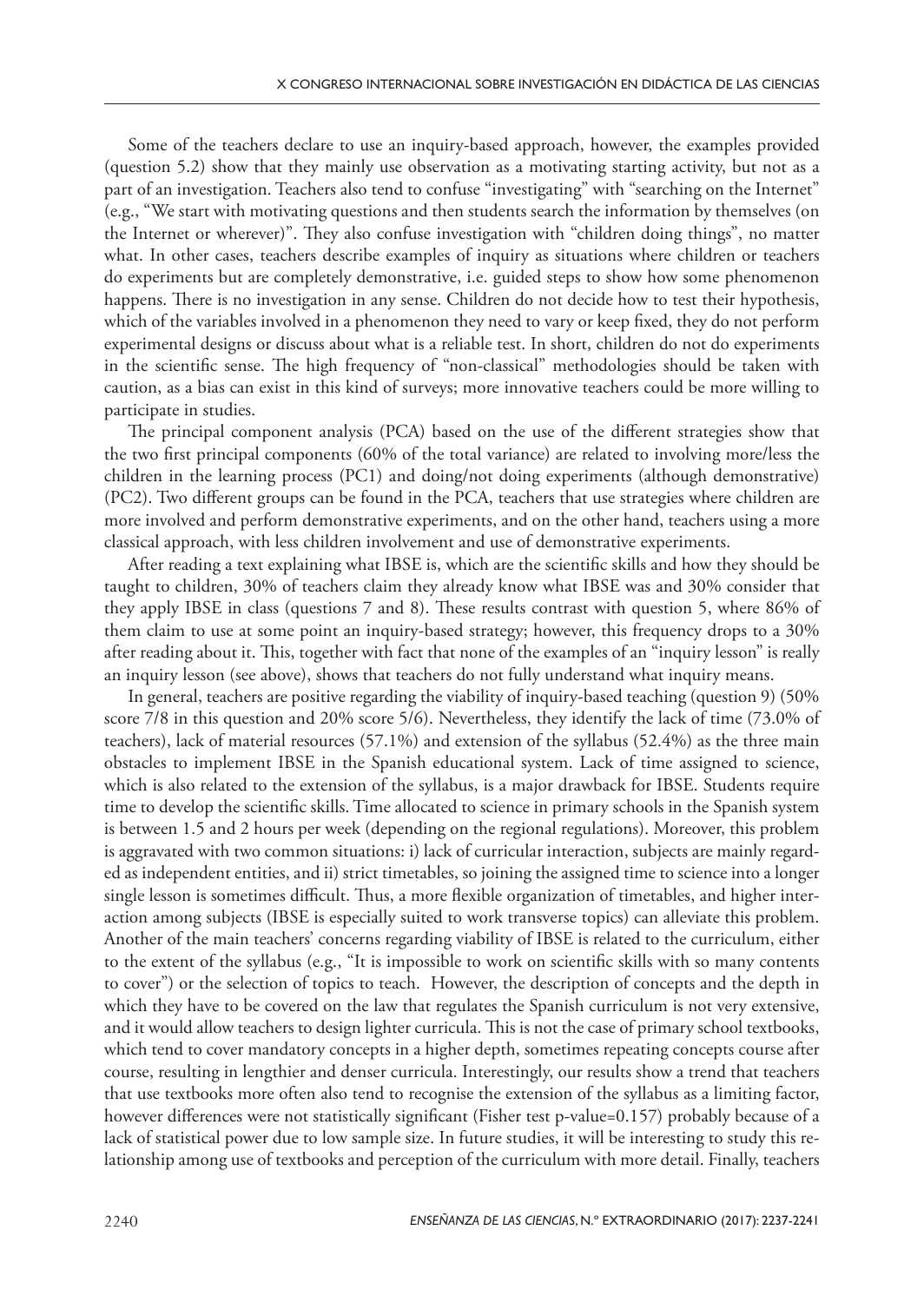Some of the teachers declare to use an inquiry-based approach, however, the examples provided (question 5.2) show that they mainly use observation as a motivating starting activity, but not as a part of an investigation. Teachers also tend to confuse "investigating" with "searching on the Internet" (e.g., "We start with motivating questions and then students search the information by themselves (on the Internet or wherever)". They also confuse investigation with "children doing things", no matter what. In other cases, teachers describe examples of inquiry as situations where children or teachers do experiments but are completely demonstrative, i.e. guided steps to show how some phenomenon happens. There is no investigation in any sense. Children do not decide how to test their hypothesis, which of the variables involved in a phenomenon they need to vary or keep fixed, they do not perform experimental designs or discuss about what is a reliable test. In short, children do not do experiments in the scientific sense. The high frequency of "non-classical" methodologies should be taken with caution, as a bias can exist in this kind of surveys; more innovative teachers could be more willing to participate in studies.

The principal component analysis (PCA) based on the use of the different strategies show that the two first principal components (60% of the total variance) are related to involving more/less the children in the learning process (PC1) and doing/not doing experiments (although demonstrative) (PC2). Two different groups can be found in the PCA, teachers that use strategies where children are more involved and perform demonstrative experiments, and on the other hand, teachers using a more classical approach, with less children involvement and use of demonstrative experiments.

After reading a text explaining what IBSE is, which are the scientific skills and how they should be taught to children, 30% of teachers claim they already know what IBSE was and 30% consider that they apply IBSE in class (questions 7 and 8). These results contrast with question 5, where 86% of them claim to use at some point an inquiry-based strategy; however, this frequency drops to a 30% after reading about it. This, together with fact that none of the examples of an "inquiry lesson" is really an inquiry lesson (see above), shows that teachers do not fully understand what inquiry means.

In general, teachers are positive regarding the viability of inquiry-based teaching (question 9) (50% score 7/8 in this question and 20% score 5/6). Nevertheless, they identify the lack of time (73.0% of teachers), lack of material resources (57.1%) and extension of the syllabus (52.4%) as the three main obstacles to implement IBSE in the Spanish educational system. Lack of time assigned to science, which is also related to the extension of the syllabus, is a major drawback for IBSE. Students require time to develop the scientific skills. Time allocated to science in primary schools in the Spanish system is between 1.5 and 2 hours per week (depending on the regional regulations). Moreover, this problem is aggravated with two common situations: i) lack of curricular interaction, subjects are mainly regarded as independent entities, and ii) strict timetables, so joining the assigned time to science into a longer single lesson is sometimes difficult. Thus, a more flexible organization of timetables, and higher interaction among subjects (IBSE is especially suited to work transverse topics) can alleviate this problem. Another of the main teachers' concerns regarding viability of IBSE is related to the curriculum, either to the extent of the syllabus (e.g., "It is impossible to work on scientific skills with so many contents to cover") or the selection of topics to teach. However, the description of concepts and the depth in which they have to be covered on the law that regulates the Spanish curriculum is not very extensive, and it would allow teachers to design lighter curricula. This is not the case of primary school textbooks, which tend to cover mandatory concepts in a higher depth, sometimes repeating concepts course after course, resulting in lengthier and denser curricula. Interestingly, our results show a trend that teachers that use textbooks more often also tend to recognise the extension of the syllabus as a limiting factor, however differences were not statistically significant (Fisher test p-value=0.157) probably because of a lack of statistical power due to low sample size. In future studies, it will be interesting to study this relationship among use of textbooks and perception of the curriculum with more detail. Finally, teachers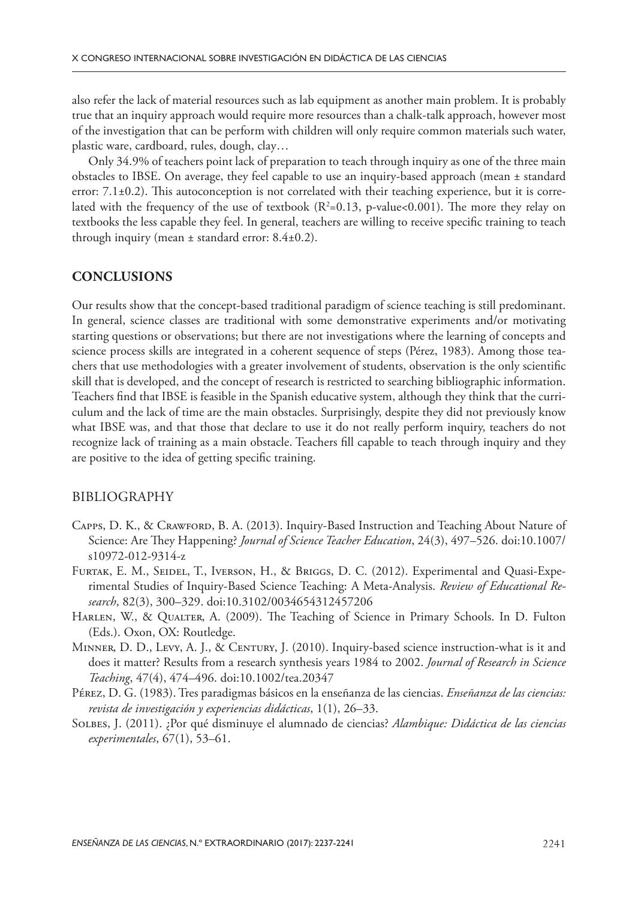also refer the lack of material resources such as lab equipment as another main problem. It is probably true that an inquiry approach would require more resources than a chalk-talk approach, however most of the investigation that can be perform with children will only require common materials such water, plastic ware, cardboard, rules, dough, clay…

Only 34.9% of teachers point lack of preparation to teach through inquiry as one of the three main obstacles to IBSE. On average, they feel capable to use an inquiry-based approach (mean ± standard error: 7.1±0.2). This autoconception is not correlated with their teaching experience, but it is correlated with the frequency of the use of textbook ($R^2$=0.13, p-value<0.001). The more they relay on textbooks the less capable they feel. In general, teachers are willing to receive specific training to teach through inquiry (mean ± standard error: 8.4±0.2).

## CONCLUSIONS

Our results show that the concept-based traditional paradigm of science teaching is still predominant. In general, science classes are traditional with some demonstrative experiments and/or motivating starting questions or observations; but there are not investigations where the learning of concepts and science process skills are integrated in a coherent sequence of steps (Pérez, 1983). Among those teachers that use methodologies with a greater involvement of students, observation is the only scientific skill that is developed, and the concept of research is restricted to searching bibliographic information. Teachers find that IBSE is feasible in the Spanish educative system, although they think that the curriculum and the lack of time are the main obstacles. Surprisingly, despite they did not previously know what IBSE was, and that those that declare to use it do not really perform inquiry, teachers do not recognize lack of training as a main obstacle. Teachers fill capable to teach through inquiry and they are positive to the idea of getting specific training.

## BIBLIOGRAPHY

Capps, D. K., & Crawford, B. A. (2013). Inquiry-Based Instruction and Teaching About Nature of Science: Are They Happening? *Journal of Science Teacher Education*, 24(3), 497–526. doi:10.1007/s10972-012-9314-z

Furtak, E. M., Seidel, T., Iverson, H., & Briggs, D. C. (2012). Experimental and Quasi-Experimental Studies of Inquiry-Based Science Teaching: A Meta-Analysis. *Review of Educational Research*, 82(3), 300–329. doi:10.3102/0034654312457206

Harlen, W., & Qualter, A. (2009). The Teaching of Science in Primary Schools. In D. Fulton (Eds.). Oxon, OX: Routledge.

Minner, D. D., Levy, A. J., & Century, J. (2010). Inquiry-based science instruction-what is it and does it matter? Results from a research synthesis years 1984 to 2002. *Journal of Research in Science Teaching*, 47(4), 474–496. doi:10.1002/tea.20347

Pérez, D. G. (1983). Tres paradigmas básicos en la enseñanza de las ciencias. *Enseñanza de las ciencias: revista de investigación y experiencias didácticas*, 1(1), 26–33.

Solbes, J. (2011). ¿Por qué disminuye el alumnado de ciencias? *Alambique: Didáctica de las ciencias experimentales*, 67(1), 53–61.